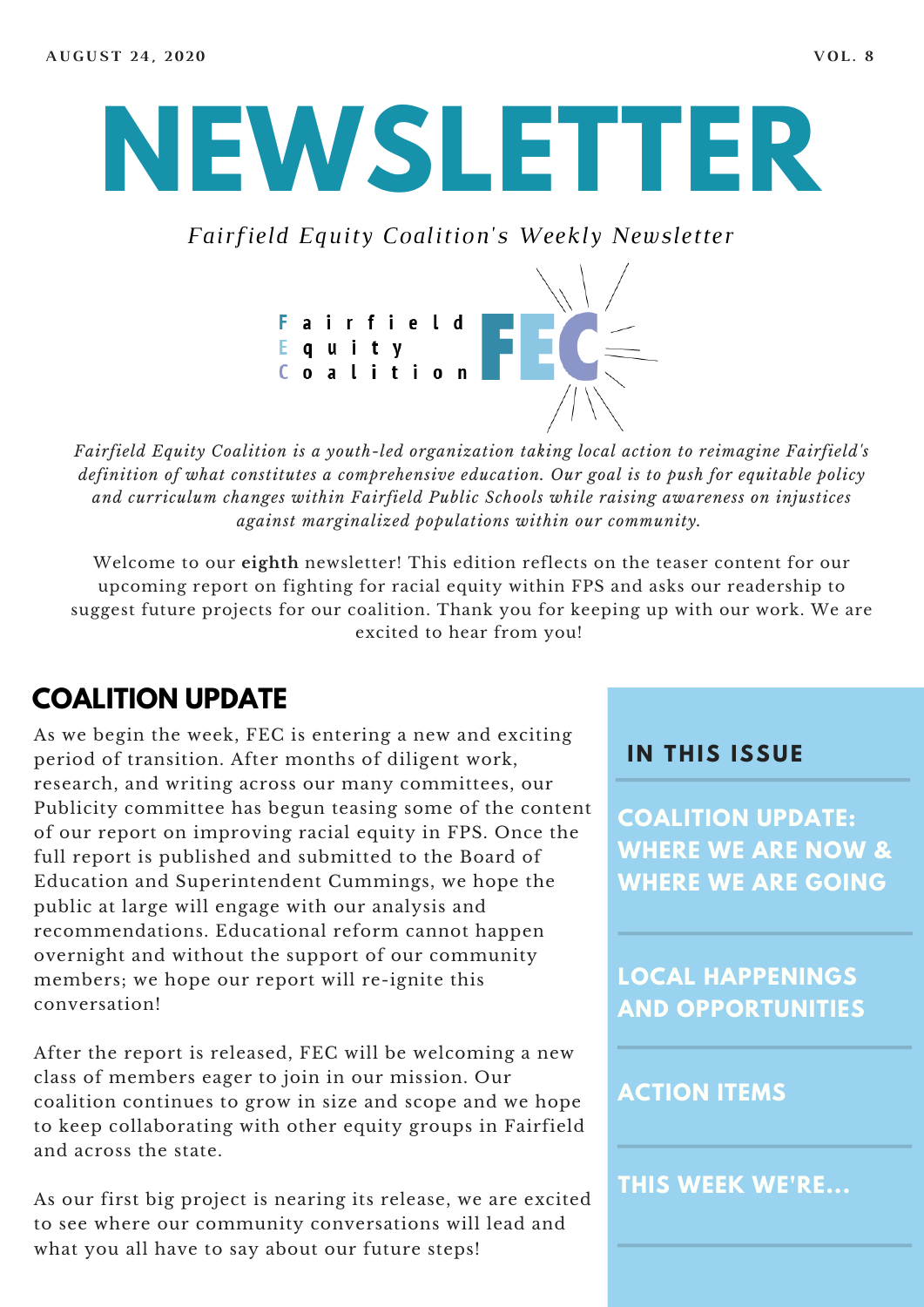AUGUST 24, 2020 VOL. 8

# NEWSLETTER

*Fairfield Equity Coalition's Weekly Newsletter*

Fairfield
Equity
Coalition

FEC

*Fairfield Equity Coalition is a youth-led organization taking local action to reimagine Fairfield's definition of what constitutes a comprehensive education. Our goal is to push for equitable policy and curriculum changes within Fairfield Public Schools while raising awareness on injustices against marginalized populations within our community.*

Welcome to our **eighth** newsletter! This edition reflects on the teaser content for our upcoming report on fighting for racial equity within FPS and asks our readership to suggest future projects for our coalition. Thank you for keeping up with our work. We are excited to hear from you!

## COALITION UPDATE

As we begin the week, FEC is entering a new and exciting period of transition. After months of diligent work, research, and writing across our many committees, our Publicity committee has begun teasing some of the content of our report on improving racial equity in FPS. Once the full report is published and submitted to the Board of Education and Superintendent Cummings, we hope the public at large will engage with our analysis and recommendations. Educational reform cannot happen overnight and without the support of our community members; we hope our report will re-ignite this conversation!

After the report is released, FEC will be welcoming a new class of members eager to join in our mission. Our coalition continues to grow in size and scope and we hope to keep collaborating with other equity groups in Fairfield and across the state.

As our first big project is nearing its release, we are excited to see where our community conversations will lead and what you all have to say about our future steps!

## IN THIS ISSUE

- COALITION UPDATE: WHERE WE ARE NOW & WHERE WE ARE GOING
- LOCAL HAPPENINGS AND OPPORTUNITIES
- ACTION ITEMS
- THIS WEEK WE'RE...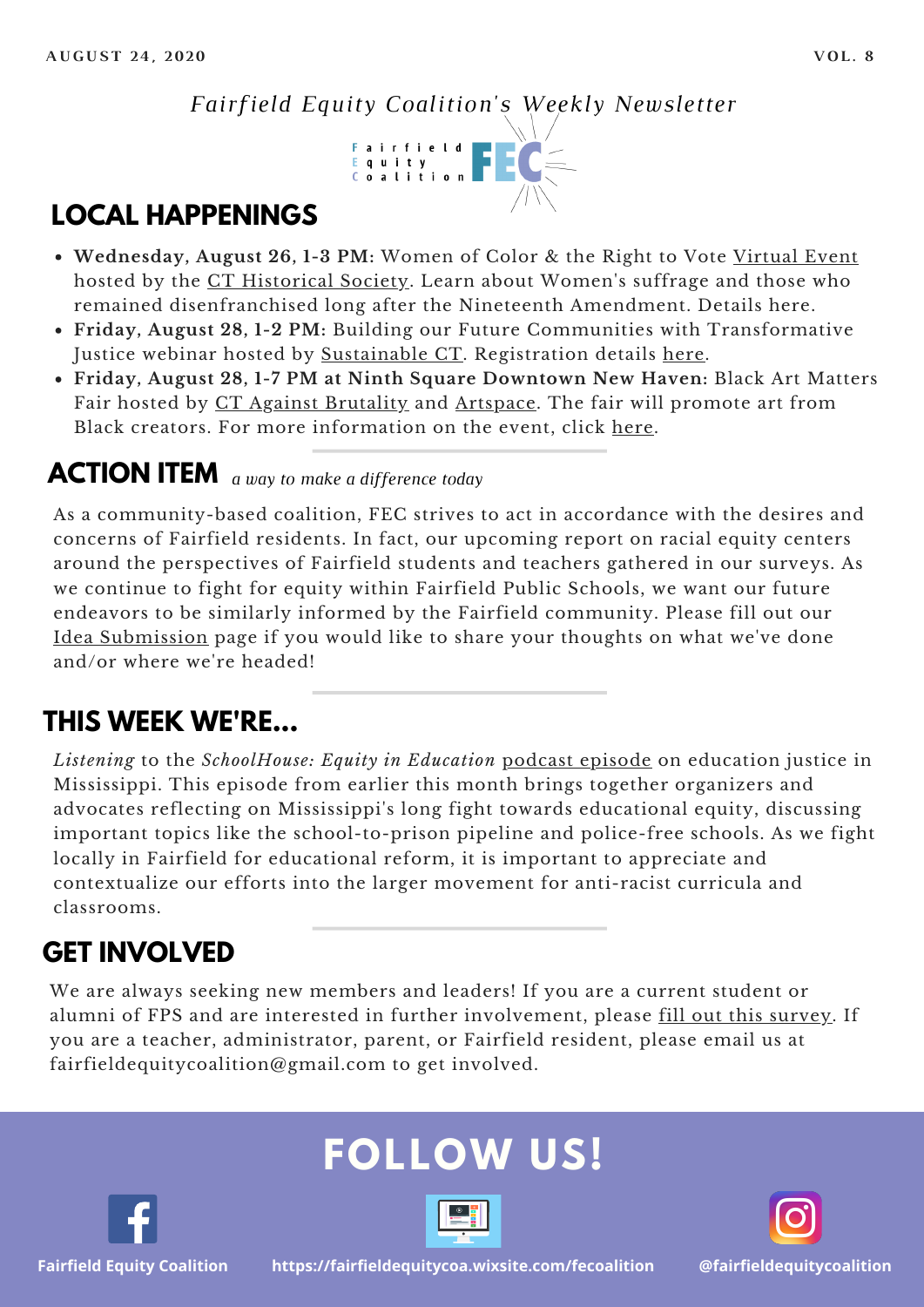AUGUST 24, 2020

VOL. 8

*Fairfield Equity Coalition's Weekly Newsletter*

Fairfield Equity Coalition FEC

## LOCAL HAPPENINGS

- **Wednesday, August 26, 1-3 PM:** Women of Color & the Right to Vote Virtual Event hosted by the CT Historical Society. Learn about Women's suffrage and those who remained disenfranchised long after the Nineteenth Amendment. Details here.
- **Friday, August 28, 1-2 PM:** Building our Future Communities with Transformative Justice webinar hosted by Sustainable CT. Registration details here.
- **Friday, August 28, 1-7 PM at Ninth Square Downtown New Haven:** Black Art Matters Fair hosted by CT Against Brutality and Artspace. The fair will promote art from Black creators. For more information on the event, click here.

## ACTION ITEM *a way to make a difference today*

As a community-based coalition, FEC strives to act in accordance with the desires and concerns of Fairfield residents. In fact, our upcoming report on racial equity centers around the perspectives of Fairfield students and teachers gathered in our surveys. As we continue to fight for equity within Fairfield Public Schools, we want our future endeavors to be similarly informed by the Fairfield community. Please fill out our Idea Submission page if you would like to share your thoughts on what we've done and/or where we're headed!

## THIS WEEK WE'RE...

*Listening* to the *SchoolHouse: Equity in Education* podcast episode on education justice in Mississippi. This episode from earlier this month brings together organizers and advocates reflecting on Mississippi's long fight towards educational equity, discussing important topics like the school-to-prison pipeline and police-free schools. As we fight locally in Fairfield for educational reform, it is important to appreciate and contextualize our efforts into the larger movement for anti-racist curricula and classrooms.

## GET INVOLVED

We are always seeking new members and leaders! If you are a current student or alumni of FPS and are interested in further involvement, please fill out this survey. If you are a teacher, administrator, parent, or Fairfield resident, please email us at fairfieldequitycoalition@gmail.com to get involved.

## FOLLOW US!

Fairfield Equity Coalition

https://fairfieldequitycoa.wixsite.com/fecoalition

@fairfieldequitycoalition